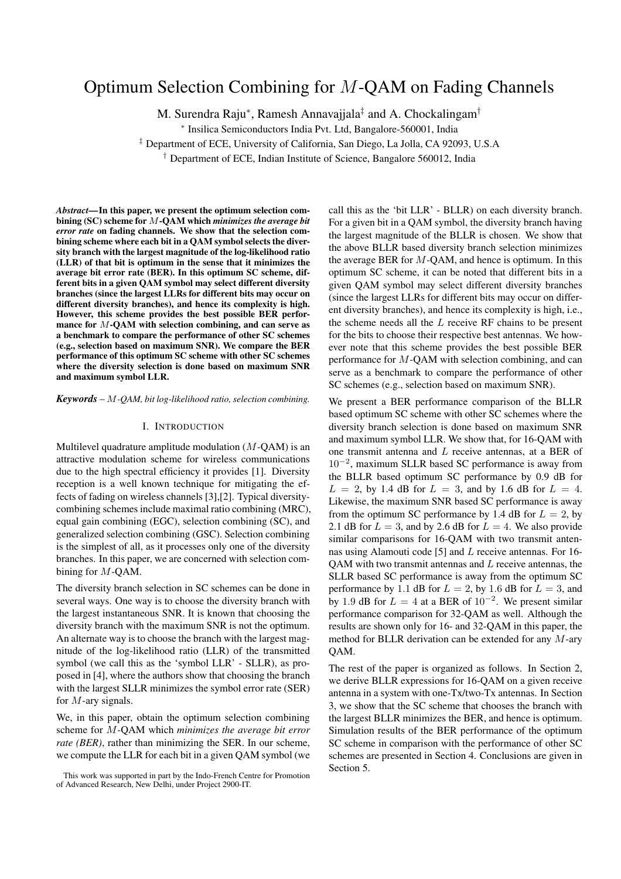# Optimum Selection Combining for $M$-QAM on Fading Channels

M. Surendra Raju*, Ramesh Annavajjala‡ and A. Chockalingam†

\* Insilica Semiconductors India Pvt. Ltd, Bangalore-560001, India

‡ Department of ECE, University of California, San Diego, La Jolla, CA 92093, U.S.A

† Department of ECE, Indian Institute of Science, Bangalore 560012, India

***Abstract*— In this paper, we present the optimum selection combining (SC) scheme for $M$-QAM which *minimizes the average bit error rate* on fading channels. We show that the selection combining scheme where each bit in a QAM symbol selects the diversity branch with the largest magnitude of the log-likelihood ratio (LLR) of that bit is optimum in the sense that it minimizes the average bit error rate (BER). In this optimum SC scheme, different bits in a given QAM symbol may select different diversity branches (since the largest LLRs for different bits may occur on different diversity branches), and hence its complexity is high. However, this scheme provides the best possible BER performance for $M$-QAM with selection combining, and can serve as a benchmark to compare the performance of other SC schemes (e.g., selection based on maximum SNR). We compare the BER performance of this optimum SC scheme with other SC schemes where the diversity selection is done based on maximum SNR and maximum symbol LLR.**

***Keywords*** – *$M$-QAM, bit log-likelihood ratio, selection combining.*

## I. Introduction

Multilevel quadrature amplitude modulation ($M$-QAM) is an attractive modulation scheme for wireless communications due to the high spectral efficiency it provides [1]. Diversity reception is a well known technique for mitigating the effects of fading on wireless channels [3],[2]. Typical diversity-combining schemes include maximal ratio combining (MRC), equal gain combining (EGC), selection combining (SC), and generalized selection combining (GSC). Selection combining is the simplest of all, as it processes only one of the diversity branches. In this paper, we are concerned with selection combining for $M$-QAM.

The diversity branch selection in SC schemes can be done in several ways. One way is to choose the diversity branch with the largest instantaneous SNR. It is known that choosing the diversity branch with the maximum SNR is not the optimum. An alternate way is to choose the branch with the largest magnitude of the log-likelihood ratio (LLR) of the transmitted symbol (we call this as the 'symbol LLR' - SLLR), as proposed in [4], where the authors show that choosing the branch with the largest SLLR minimizes the symbol error rate (SER) for $M$-ary signals.

We, in this paper, obtain the optimum selection combining scheme for $M$-QAM which *minimizes the average bit error rate (BER)*, rather than minimizing the SER. In our scheme, we compute the LLR for each bit in a given QAM symbol (we call this as the 'bit LLR' - BLLR) on each diversity branch. For a given bit in a QAM symbol, the diversity branch having the largest magnitude of the BLLR is chosen. We show that the above BLLR based diversity branch selection minimizes the average BER for $M$-QAM, and hence is optimum. In this optimum SC scheme, it can be noted that different bits in a given QAM symbol may select different diversity branches (since the largest LLRs for different bits may occur on different diversity branches), and hence its complexity is high, i.e., the scheme needs all the $L$ receive RF chains to be present for the bits to choose their respective best antennas. We however note that this scheme provides the best possible BER performance for $M$-QAM with selection combining, and can serve as a benchmark to compare the performance of other SC schemes (e.g., selection based on maximum SNR).

We present a BER performance comparison of the BLLR based optimum SC scheme with other SC schemes where the diversity branch selection is done based on maximum SNR and maximum symbol LLR. We show that, for 16-QAM with one transmit antenna and $L$ receive antennas, at a BER of $10^{-2}$, maximum SLLR based SC performance is away from the BLLR based optimum SC performance by 0.9 dB for $L = 2$, by 1.4 dB for $L = 3$, and by 1.6 dB for $L = 4$. Likewise, the maximum SNR based SC performance is away from the optimum SC performance by 1.4 dB for $L = 2$, by 2.1 dB for $L = 3$, and by 2.6 dB for $L = 4$. We also provide similar comparisons for 16-QAM with two transmit antennas using Alamouti code [5] and $L$ receive antennas. For 16-QAM with two transmit antennas and $L$ receive antennas, the SLLR based SC performance is away from the optimum SC performance by 1.1 dB for $L = 2$, by 1.6 dB for $L = 3$, and by 1.9 dB for $L = 4$ at a BER of $10^{-2}$. We present similar performance comparison for 32-QAM as well. Although the results are shown only for 16- and 32-QAM in this paper, the method for BLLR derivation can be extended for any $M$-ary QAM.

The rest of the paper is organized as follows. In Section 2, we derive BLLR expressions for 16-QAM on a given receive antenna in a system with one-Tx/two-Tx antennas. In Section 3, we show that the SC scheme that chooses the branch with the largest BLLR minimizes the BER, and hence is optimum. Simulation results of the BER performance of the optimum SC scheme in comparison with the performance of other SC schemes are presented in Section 4. Conclusions are given in Section 5.

This work was supported in part by the Indo-French Centre for Promotion of Advanced Research, New Delhi, under Project 2900-IT.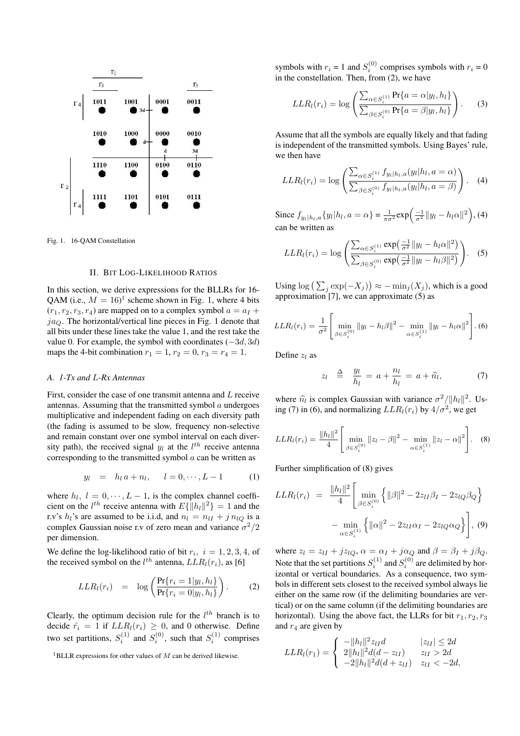Fig. 1. 16-QAM Constellation

## II. Bit Log-Likelihood Ratios

In this section, we derive expressions for the BLLRs for 16-QAM (i.e., $M = 16$)[1] scheme shown in Fig. 1, where 4 bits $(r_1, r_2, r_3, r_4)$ are mapped on to a complex symbol $a = a_I + ja_Q$. The horizontal/vertical line pieces in Fig. 1 denote that all bits under these lines take the value 1, and the rest take the value 0. For example, the symbol with coordinates $(-3d, 3d)$ maps the 4-bit combination $r_1 = 1, r_2 = 0, r_3 = r_4 = 1$.

### A. 1-Tx and L-Rx Antennas

First, consider the case of one transmit antenna and $L$ receive antennas. Assuming that the transmitted symbol $a$ undergoes multiplicative and independent fading on each diversity path (the fading is assumed to be slow, frequency non-selective and remain constant over one symbol interval on each diversity path), the received signal $y_l$ at the $l^{th}$ receive antenna corresponding to the transmitted symbol $a$ can be written as

$$y_l \;=\; h_l\, a + n_l, \qquad l = 0, \cdots, L-1 \tag{1}$$

where $h_l,\ l = 0, \cdots, L-1$, is the complex channel coefficient on the $l^{th}$ receive antenna with $E\{\|h_l\|^2\} = 1$ and the r.v's $h_l$'s are assumed to be i.i.d, and $n_l = n_{lI} + j\, n_{lQ}$ is a complex Gaussian noise r.v of zero mean and variance $\sigma^2/2$ per dimension.

We define the log-likelihood ratio of bit $r_i,\ i = 1, 2, 3, 4$, of the received symbol on the $l^{th}$ antenna, $LLR_l(r_i)$, as [6]

$$LLR_l(r_i) \;=\; \log\left(\frac{\Pr\{r_i = 1|y_l, h_l\}}{\Pr\{r_i = 0|y_l, h_l\}}\right). \tag{2}$$

Clearly, the optimum decision rule for the $l^{th}$ branch is to decide $\hat{r_i} = 1$ if $LLR_l(r_i) \geq 0$, and 0 otherwise. Define two set partitions, $S_i^{(1)}$ and $S_i^{(0)}$, such that $S_i^{(1)}$ comprises symbols with $r_i = 1$ and $S_i^{(0)}$ comprises symbols with $r_i = 0$ in the constellation. Then, from (2), we have

$$LLR_l(r_i) = \log\left(\frac{\sum_{\alpha \in S_i^{(1)}} \Pr\{a = \alpha|y_l, h_l\}}{\sum_{\beta \in S_i^{(0)}} \Pr\{a = \beta|y_l, h_l\}}\right). \tag{3}$$

Assume that all the symbols are equally likely and that fading is independent of the transmitted symbols. Using Bayes' rule, we then have

$$LLR_l(r_i) = \log\left(\frac{\sum_{\alpha \in S_i^{(1)}} f_{y_l|h_l,a}(y_l|h_l, a = \alpha)}{\sum_{\beta \in S_i^{(0)}} f_{y_l|h_l,a}(y_l|h_l, a = \beta)}\right). \tag{4}$$

Since $f_{y_l|h_l,a}\{y_l|h_l, a = \alpha\} = \frac{1}{\pi\sigma^2}\exp\!\left(\frac{-1}{\sigma^2}\|y_l - h_l\alpha\|^2\right)$, (4) can be written as

$$LLR_l(r_i) = \log\left(\frac{\sum_{\alpha \in S_i^{(1)}} \exp\!\left(\frac{-1}{\sigma^2}\|y_l - h_l\alpha\|^2\right)}{\sum_{\beta \in S_i^{(0)}} \exp\!\left(\frac{-1}{\sigma^2}\|y_l - h_l\beta\|^2\right)}\right). \tag{5}$$

Using $\log\left(\sum_j \exp(-X_j)\right) \approx -\min_j(X_j)$, which is a good approximation [7], we can approximate (5) as

$$LLR_l(r_i) = \frac{1}{\sigma^2}\left[\min_{\beta \in S_i^{(0)}} \|y_l - h_l\beta\|^2 - \min_{\alpha \in S_i^{(1)}} \|y_l - h_l\alpha\|^2\right]. \tag{6}$$

Define $z_l$ as

$$z_l \;\stackrel{\Delta}{=}\; \frac{y_l}{h_l} \;=\; a + \frac{n_l}{h_l} \;=\; a + \widehat{n}_l, \tag{7}$$

where $\widehat{n}_l$ is complex Gaussian with variance $\sigma^2/\|h_l\|^2$. Using (7) in (6), and normalizing $LLR_l(r_i)$ by $4/\sigma^2$, we get

$$LLR_l(r_i) = \frac{\|h_l\|^2}{4}\left[\min_{\beta \in S_i^{(0)}} \|z_l - \beta\|^2 - \min_{\alpha \in S_i^{(1)}} \|z_l - \alpha\|^2\right]. \tag{8}$$

Further simplification of (8) gives

$$\begin{aligned} LLR_l(r_i) \;=\; & \frac{\|h_l\|^2}{4}\Bigg[\min_{\beta \in S_i^{(0)}} \Big\{\|\beta\|^2 - 2z_{lI}\beta_I - 2z_{lQ}\beta_Q\Big\} \\ & - \min_{\alpha \in S_i^{(1)}} \Big\{\|\alpha\|^2 - 2z_{lI}\alpha_I - 2z_{lQ}\alpha_Q\Big\}\Bigg], \end{aligned} \tag{9}$$

where $z_l = z_{lI} + jz_{lQ}$, $\alpha = \alpha_I + j\alpha_Q$ and $\beta = \beta_I + j\beta_Q$. Note that the set partitions $S_i^{(1)}$ and $S_i^{(0)}$ are delimited by horizontal or vertical boundaries. As a consequence, two symbols in different sets closest to the received symbol always lie either on the same row (if the delimiting boundaries are vertical) or on the same column (if the delimiting boundaries are horizontal). Using the above fact, the LLRs for bit $r_1, r_2, r_3$ and $r_4$ are given by

$$LLR_l(r_1) = \begin{cases} -\|h_l\|^2 z_{lI} d & |z_{lI}| \leq 2d \\ 2\|h_l\|^2 d(d - z_{lI}) & z_{lI} > 2d \\ -2\|h_l\|^2 d(d + z_{lI}) & z_{lI} < -2d, \end{cases}$$

[1] BLLR expressions for other values of $M$ can be derived likewise.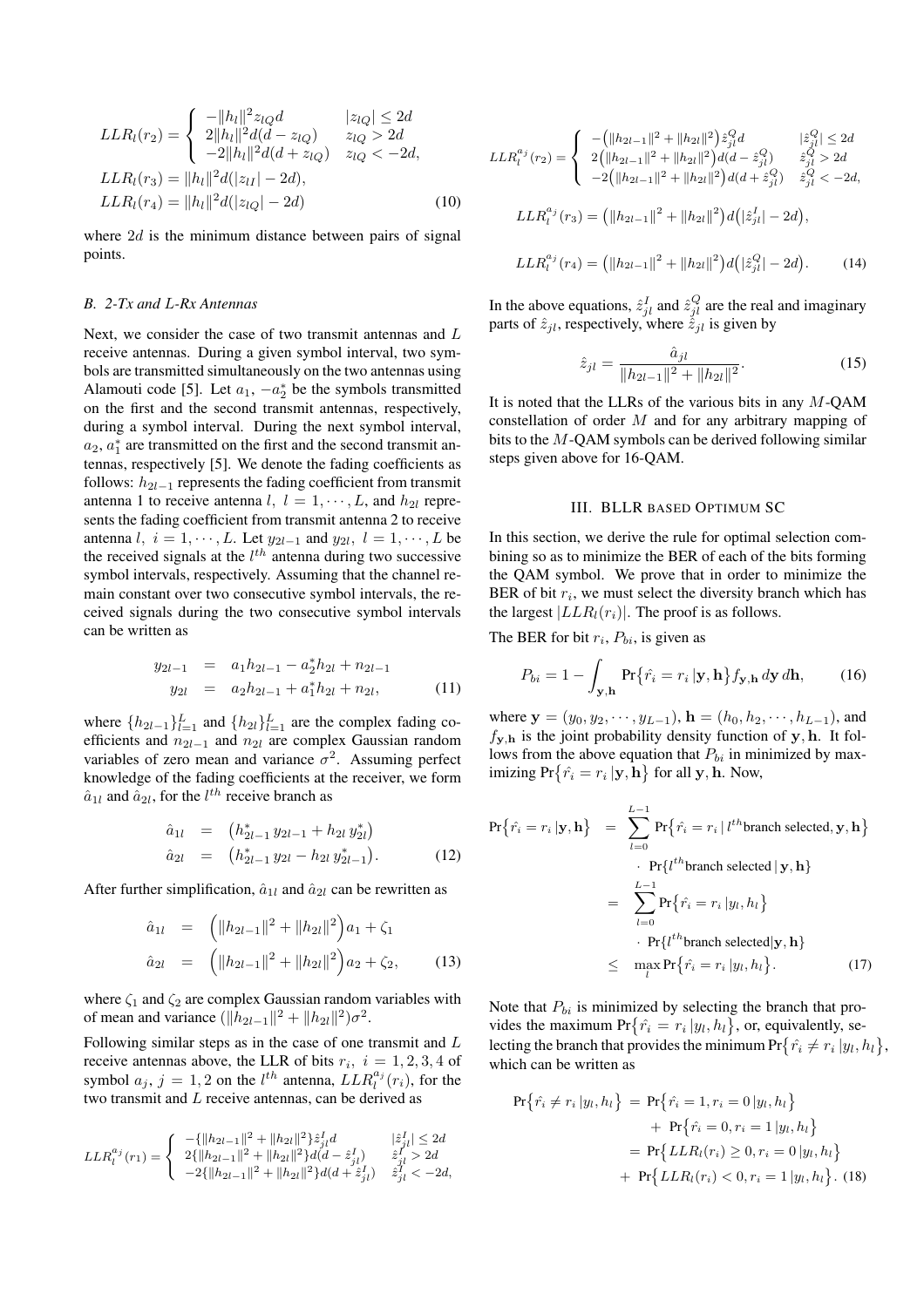$$
LLR_l(r_2) = \begin{cases} -\|h_l\|^2 z_{lQ} d & |z_{lQ}| \le 2d \\ 2\|h_l\|^2 d(d - z_{lQ}) & z_{lQ} > 2d \\ -2\|h_l\|^2 d(d + z_{lQ}) & z_{lQ} < -2d, \end{cases}
$$

$$
LLR_l(r_3) = \|h_l\|^2 d(|z_{lI}| - 2d),
$$

$$
LLR_l(r_4) = \|h_l\|^2 d(|z_{lQ}| - 2d) \tag{10}
$$

where $2d$ is the minimum distance between pairs of signal points.

### B. 2-Tx and L-Rx Antennas

Next, we consider the case of two transmit antennas and $L$ receive antennas. During a given symbol interval, two symbols are transmitted simultaneously on the two antennas using Alamouti code [5]. Let $a_1$, $-a_2^*$ be the symbols transmitted on the first and the second transmit antennas, respectively, during a symbol interval. During the next symbol interval, $a_2$, $a_1^*$ are transmitted on the first and the second transmit antennas, respectively [5]. We denote the fading coefficients as follows: $h_{2l-1}$ represents the fading coefficient from transmit antenna 1 to receive antenna $l$, $l = 1, \cdots, L$, and $h_{2l}$ represents the fading coefficient from transmit antenna 2 to receive antenna $l$, $i = 1, \cdots, L$. Let $y_{2l-1}$ and $y_{2l}$, $l = 1, \cdots, L$ be the received signals at the $l^{th}$ antenna during two successive symbol intervals, respectively. Assuming that the channel remain constant over two consecutive symbol intervals, the received signals during the two consecutive symbol intervals can be written as

$$
\begin{aligned}
y_{2l-1} &= a_1 h_{2l-1} - a_2^* h_{2l} + n_{2l-1} \\
y_{2l} &= a_2 h_{2l-1} + a_1^* h_{2l} + n_{2l},
\end{aligned} \tag{11}
$$

where $\{h_{2l-1}\}_{l=1}^{L}$ and $\{h_{2l}\}_{l=1}^{L}$ are the complex fading coefficients and $n_{2l-1}$ and $n_{2l}$ are complex Gaussian random variables of zero mean and variance $\sigma^2$. Assuming perfect knowledge of the fading coefficients at the receiver, we form $\hat{a}_{1l}$ and $\hat{a}_{2l}$, for the $l^{th}$ receive branch as

$$
\begin{aligned}
\hat{a}_{1l} &= \left(h_{2l-1}^* \, y_{2l-1} + h_{2l} \, y_{2l}^*\right) \\
\hat{a}_{2l} &= \left(h_{2l-1}^* \, y_{2l} - h_{2l} \, y_{2l-1}^*\right).
\end{aligned} \tag{12}
$$

After further simplification, $\hat{a}_{1l}$ and $\hat{a}_{2l}$ can be rewritten as

$$
\begin{aligned}
\hat{a}_{1l} &= \left(\|h_{2l-1}\|^2 + \|h_{2l}\|^2\right) a_1 + \zeta_1 \\
\hat{a}_{2l} &= \left(\|h_{2l-1}\|^2 + \|h_{2l}\|^2\right) a_2 + \zeta_2,
\end{aligned} \tag{13}
$$

where $\zeta_1$ and $\zeta_2$ are complex Gaussian random variables with of mean and variance $(\|h_{2l-1}\|^2 + \|h_{2l}\|^2)\sigma^2$.

Following similar steps as in the case of one transmit and $L$ receive antennas above, the LLR of bits $r_i$, $i = 1, 2, 3, 4$ of symbol $a_j$, $j = 1, 2$ on the $l^{th}$ antenna, $LLR_l^{a_j}(r_i)$, for the two transmit and $L$ receive antennas, can be derived as

$$
LLR_l^{a_j}(r_1) = \begin{cases} -\{\|h_{2l-1}\|^2 + \|h_{2l}\|^2\} \hat{z}_{jl}^I d & |\hat{z}_{jl}^I| \le 2d \\ 2\{\|h_{2l-1}\|^2 + \|h_{2l}\|^2\} d(d - \hat{z}_{jl}^I) & \hat{z}_{jl}^I > 2d \\ -2\{\|h_{2l-1}\|^2 + \|h_{2l}\|^2\} d(d + \hat{z}_{jl}^I) & \hat{z}_{jl}^I < -2d, \end{cases}
$$

$$
LLR_l^{a_j}(r_2) = \begin{cases} -\left(\|h_{2l-1}\|^2 + \|h_{2l}\|^2\right) \hat{z}_{jl}^Q d & |\hat{z}_{jl}^Q| \le 2d \\ 2\left(\|h_{2l-1}\|^2 + \|h_{2l}\|^2\right) d(d - \hat{z}_{jl}^Q) & \hat{z}_{jl}^Q > 2d \\ -2\left(\|h_{2l-1}\|^2 + \|h_{2l}\|^2\right) d(d + \hat{z}_{jl}^Q) & \hat{z}_{jl}^Q < -2d, \end{cases}
$$

$$
LLR_l^{a_j}(r_3) = \left(\|h_{2l-1}\|^2 + \|h_{2l}\|^2\right) d\left(|\hat{z}_{jl}^I| - 2d\right),
$$

$$
LLR_l^{a_j}(r_4) = \left(\|h_{2l-1}\|^2 + \|h_{2l}\|^2\right) d\left(|\hat{z}_{jl}^Q| - 2d\right). \tag{14}
$$

In the above equations, $\hat{z}_{jl}^I$ and $\hat{z}_{jl}^Q$ are the real and imaginary parts of $\hat{z}_{jl}$, respectively, where $\hat{z}_{jl}$ is given by

$$
\hat{z}_{jl} = \frac{\hat{a}_{jl}}{\|h_{2l-1}\|^2 + \|h_{2l}\|^2}. \tag{15}
$$

It is noted that the LLRs of the various bits in any $M$-QAM constellation of order $M$ and for any arbitrary mapping of bits to the $M$-QAM symbols can be derived following similar steps given above for 16-QAM.

## III. BLLR based Optimum SC

In this section, we derive the rule for optimal selection combining so as to minimize the BER of each of the bits forming the QAM symbol. We prove that in order to minimize the BER of bit $r_i$, we must select the diversity branch which has the largest $|LLR_l(r_i)|$. The proof is as follows.

The BER for bit $r_i$, $P_{bi}$, is given as

$$
P_{bi} = 1 - \int_{\mathbf{y}, \mathbf{h}} \Pr\{\hat{r_i} = r_i \,|\mathbf{y}, \mathbf{h}\} f_{\mathbf{y}, \mathbf{h}} \, d\mathbf{y} \, d\mathbf{h}, \tag{16}
$$

where $\mathbf{y} = (y_0, y_2, \cdots, y_{L-1})$, $\mathbf{h} = (h_0, h_2, \cdots, h_{L-1})$, and $f_{\mathbf{y}, \mathbf{h}}$ is the joint probability density function of $\mathbf{y}, \mathbf{h}$. It follows from the above equation that $P_{bi}$ in minimized by maximizing $\Pr\{\hat{r_i} = r_i \,|\mathbf{y}, \mathbf{h}\}$ for all $\mathbf{y}, \mathbf{h}$. Now,

$$
\begin{aligned}
\Pr\{\hat{r_i} = r_i \,|\mathbf{y}, \mathbf{h}\} &= \sum_{l=0}^{L-1} \Pr\{\hat{r_i} = r_i \,|\, l^{th} \text{branch selected}, \mathbf{y}, \mathbf{h}\} \\
&\quad \cdot \Pr\{l^{th} \text{branch selected} \,|\, \mathbf{y}, \mathbf{h}\} \\
&= \sum_{l=0}^{L-1} \Pr\{\hat{r_i} = r_i \,|y_l, h_l\} \\
&\quad \cdot \Pr\{l^{th} \text{branch selected} | \mathbf{y}, \mathbf{h}\} \\
&\le \max_l \Pr\{\hat{r_i} = r_i \,|y_l, h_l\}.
\end{aligned} \tag{17}
$$

Note that $P_{bi}$ is minimized by selecting the branch that provides the maximum $\Pr\{\hat{r_i} = r_i \,|y_l, h_l\}$, or, equivalently, selecting the branch that provides the minimum $\Pr\{\hat{r_i} \neq r_i \,|y_l, h_l\}$, which can be written as

$$
\begin{aligned}
\Pr\{\hat{r_i} \neq r_i \,|y_l, h_l\} &= \Pr\{\hat{r_i} = 1, r_i = 0 \,|y_l, h_l\} \\
&\quad + \Pr\{\hat{r_i} = 0, r_i = 1 \,|y_l, h_l\} \\
&= \Pr\{LLR_l(r_i) \ge 0, r_i = 0 \,|y_l, h_l\} \\
&\quad + \Pr\{LLR_l(r_i) < 0, r_i = 1 \,|y_l, h_l\}.
\end{aligned} \tag{18}
$$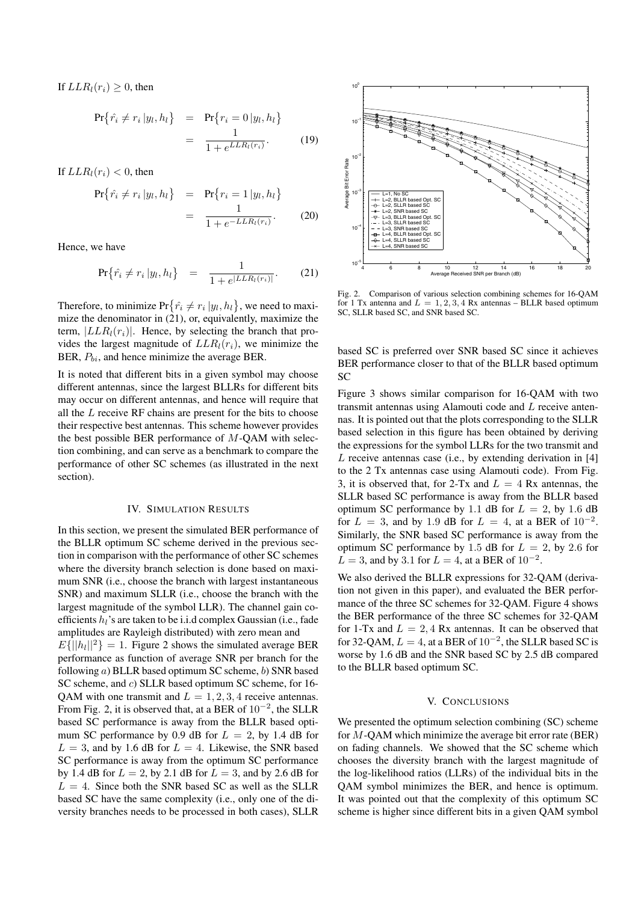If $LLR_l(r_i) \geq 0$, then

$$\Pr\{\hat{r_i} \neq r_i \,|y_l, h_l\} = \Pr\{r_i = 0 \,|y_l, h_l\} = \frac{1}{1 + e^{LLR_l(r_i)}}. \quad (19)$$

If $LLR_l(r_i) < 0$, then

$$\Pr\{\hat{r_i} \neq r_i \,|y_l, h_l\} = \Pr\{r_i = 1 \,|y_l, h_l\} = \frac{1}{1 + e^{-LLR_l(r_i)}}. \quad (20)$$

Hence, we have

$$\Pr\{\hat{r_i} \neq r_i \,|y_l, h_l\} = \frac{1}{1 + e^{|LLR_l(r_i)|}}. \quad (21)$$

Therefore, to minimize $\Pr\{\hat{r_i} \neq r_i \,|y_l, h_l\}$, we need to maximize the denominator in (21), or, equivalently, maximize the term, $|LLR_l(r_i)|$. Hence, by selecting the branch that provides the largest magnitude of $LLR_l(r_i)$, we minimize the BER, $P_{bi}$, and hence minimize the average BER.

It is noted that different bits in a given symbol may choose different antennas, since the largest BLLRs for different bits may occur on different antennas, and hence will require that all the $L$ receive RF chains are present for the bits to choose their respective best antennas. This scheme however provides the best possible BER performance of $M$-QAM with selection combining, and can serve as a benchmark to compare the performance of other SC schemes (as illustrated in the next section).

## IV. Simulation Results

In this section, we present the simulated BER performance of the BLLR optimum SC scheme derived in the previous section in comparison with the performance of other SC schemes where the diversity branch selection is done based on maximum SNR (i.e., choose the branch with largest instantaneous SNR) and maximum SLLR (i.e., choose the branch with the largest magnitude of the symbol LLR). The channel gain coefficients $h_l$'s are taken to be i.i.d complex Gaussian (i.e., fade amplitudes are Rayleigh distributed) with zero mean and $E\{||h_l||^2\} = 1$. Figure 2 shows the simulated average BER performance as function of average SNR per branch for the following $a)$ BLLR based optimum SC scheme, $b)$ SNR based SC scheme, and $c)$ SLLR based optimum SC scheme, for 16-QAM with one transmit and $L = 1, 2, 3, 4$ receive antennas. From Fig. 2, it is observed that, at a BER of $10^{-2}$, the SLLR based SC performance is away from the BLLR based optimum SC performance by 0.9 dB for $L = 2$, by 1.4 dB for $L = 3$, and by 1.6 dB for $L = 4$. Likewise, the SNR based SC performance is away from the optimum SC performance by 1.4 dB for $L = 2$, by 2.1 dB for $L = 3$, and by 2.6 dB for $L = 4$. Since both the SNR based SC as well as the SLLR based SC have the same complexity (i.e., only one of the diversity branches needs to be processed in both cases), SLLR based SC is preferred over SNR based SC since it achieves BER performance closer to that of the BLLR based optimum SC

Fig. 2. Comparison of various selection combining schemes for 16-QAM for 1 Tx antenna and $L = 1, 2, 3, 4$ Rx antennas – BLLR based optimum SC, SLLR based SC, and SNR based SC.

Figure 3 shows similar comparison for 16-QAM with two transmit antennas using Alamouti code and $L$ receive antennas. It is pointed out that the plots corresponding to the SLLR based selection in this figure has been obtained by deriving the expressions for the symbol LLRs for the two transmit and $L$ receive antennas case (i.e., by extending derivation in [4] to the 2 Tx antennas case using Alamouti code). From Fig. 3, it is observed that, for 2-Tx and $L = 4$ Rx antennas, the SLLR based SC performance is away from the BLLR based optimum SC performance by 1.1 dB for $L = 2$, by 1.6 dB for $L = 3$, and by 1.9 dB for $L = 4$, at a BER of $10^{-2}$. Similarly, the SNR based SC performance is away from the optimum SC performance by 1.5 dB for $L = 2$, by 2.6 for $L = 3$, and by 3.1 for $L = 4$, at a BER of $10^{-2}$.

We also derived the BLLR expressions for 32-QAM (derivation not given in this paper), and evaluated the BER performance of the three SC schemes for 32-QAM. Figure 4 shows the BER performance of the three SC schemes for 32-QAM for 1-Tx and $L = 2, 4$ Rx antennas. It can be observed that for 32-QAM, $L = 4$, at a BER of $10^{-2}$, the SLLR based SC is worse by 1.6 dB and the SNR based SC by 2.5 dB compared to the BLLR based optimum SC.

## V. Conclusions

We presented the optimum selection combining (SC) scheme for $M$-QAM which minimize the average bit error rate (BER) on fading channels. We showed that the SC scheme which chooses the diversity branch with the largest magnitude of the log-likelihood ratios (LLRs) of the individual bits in the QAM symbol minimizes the BER, and hence is optimum. It was pointed out that the complexity of this optimum SC scheme is higher since different bits in a given QAM symbol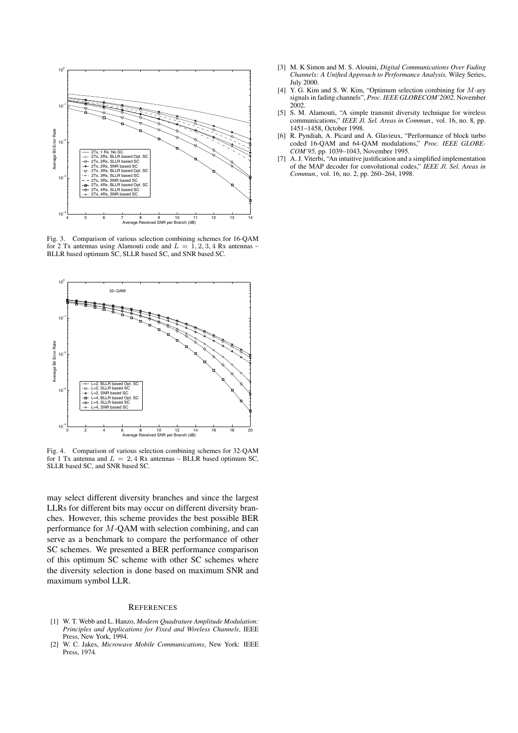10^0

10^-1

10^-2

10^-3

10^-4

Average Bit Error Rate

4 5 6 7 8 9 10 11 12 13 14

Average Received SNR per Branch (dB)

2Tx, 1 Rx, No SC
2Tx, 2Rx, BLLR based Opt. SC
2Tx, 2Rx, SLLR based SC
2Tx, 2Rx, SNR based SC
2Tx, 3Rx, BLLR based Opt. SC
2Tx, 3Rx, SLLR based SC
2Tx, 3Rx, SNR based SC
2Tx, 4Rx, BLLR based Opt. SC
2Tx, 4Rx, SLLR based SC
2Tx, 4Rx, SNR based SC

Fig. 3. Comparison of various selection combining schemes for 16-QAM for 2 Tx antennas using Alamouti code and $L = 1, 2, 3, 4$ Rx antennas – BLLR based optimum SC, SLLR based SC, and SNR based SC.

32–QAM

10^0

10^-1

10^-2

10^-3

10^-4

Average Bit Error Rate

0 2 4 6 8 10 12 14 16 18 20

Average Received SNR per Branch (dB)

L=2, BLLR based Opt. SC
L=2, SLLR based SC
L=2, SNR based SC
L=4, BLLR based Opt. SC
L=4, SLLR based SC
L=4, SNR based SC

Fig. 4. Comparison of various selection combining schemes for 32-QAM for 1 Tx antenna and $L = 2, 4$ Rx antennas – BLLR based optimum SC, SLLR based SC, and SNR based SC.

may select different diversity branches and since the largest LLRs for different bits may occur on different diversity branches. However, this scheme provides the best possible BER performance for $M$-QAM with selection combining, and can serve as a benchmark to compare the performance of other SC schemes. We presented a BER performance comparison of this optimum SC scheme with other SC schemes where the diversity selection is done based on maximum SNR and maximum symbol LLR.

## References

[1] W. T. Webb and L. Hanzo, *Modern Quadrature Amplitude Modulation: Principles and Applications for Fixed and Wireless Channels*, IEEE Press, New York, 1994.

[2] W. C. Jakes, *Microwave Mobile Communications*, New York: IEEE Press, 1974.

[3] M. K Simon and M. S. Alouini, *Digital Communications Over Fading Channels: A Unified Approach to Performance Analysis,* Wiley Series, July 2000.

[4] Y. G. Kim and S. W. Kim, "Optimum selection combining for $M$-ary signals in fading channels", *Proc. IEEE GLOBECOM'2002,* November 2002.

[5] S. M. Alamouti, "A simple transmit diversity technique for wireless communications," *IEEE Jl. Sel. Areas in Commun.,* vol. 16, no. 8, pp. 1451–1458, October 1998.

[6] R. Pyndiah, A. Picard and A. Glavieux, "Performance of block turbo coded 16-QAM and 64-QAM modulations," *Proc. IEEE GLOBECOM'95,* pp. 1039–1043, November 1995.

[7] A. J. Viterbi, "An intuitive justification and a simplified implementation of the MAP decoder for convolutional codes," *IEEE Jl. Sel. Areas in Commun.,* vol. 16, no. 2, pp. 260–264, 1998.